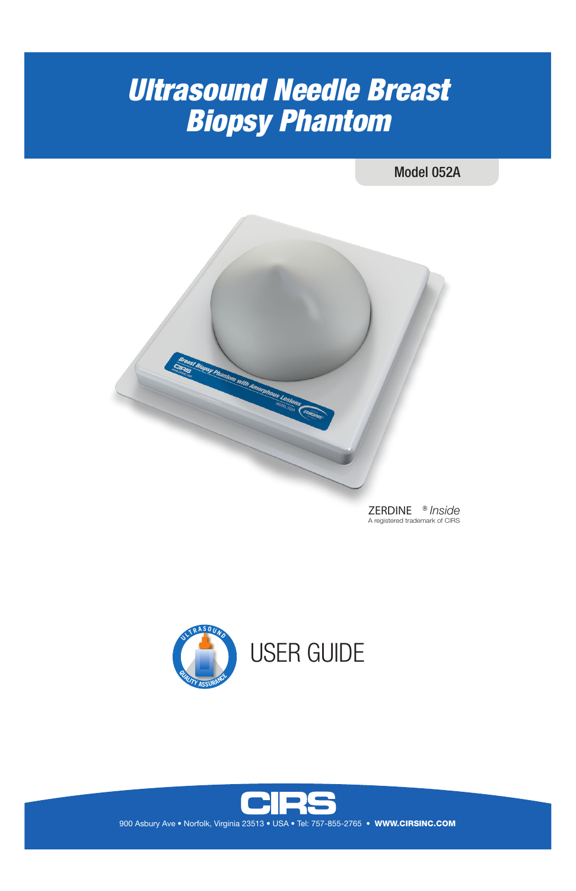# Ultrasound Needle Breast Biopsy Phantom

Model 052A

ZERDINE® *Inside*
A registered trademark of CIRS

USER GUIDE

CIRS

900 Asbury Ave • Norfolk, Virginia 23513 • USA • Tel: 757-855-2765 • **WWW.CIRSINC.COM**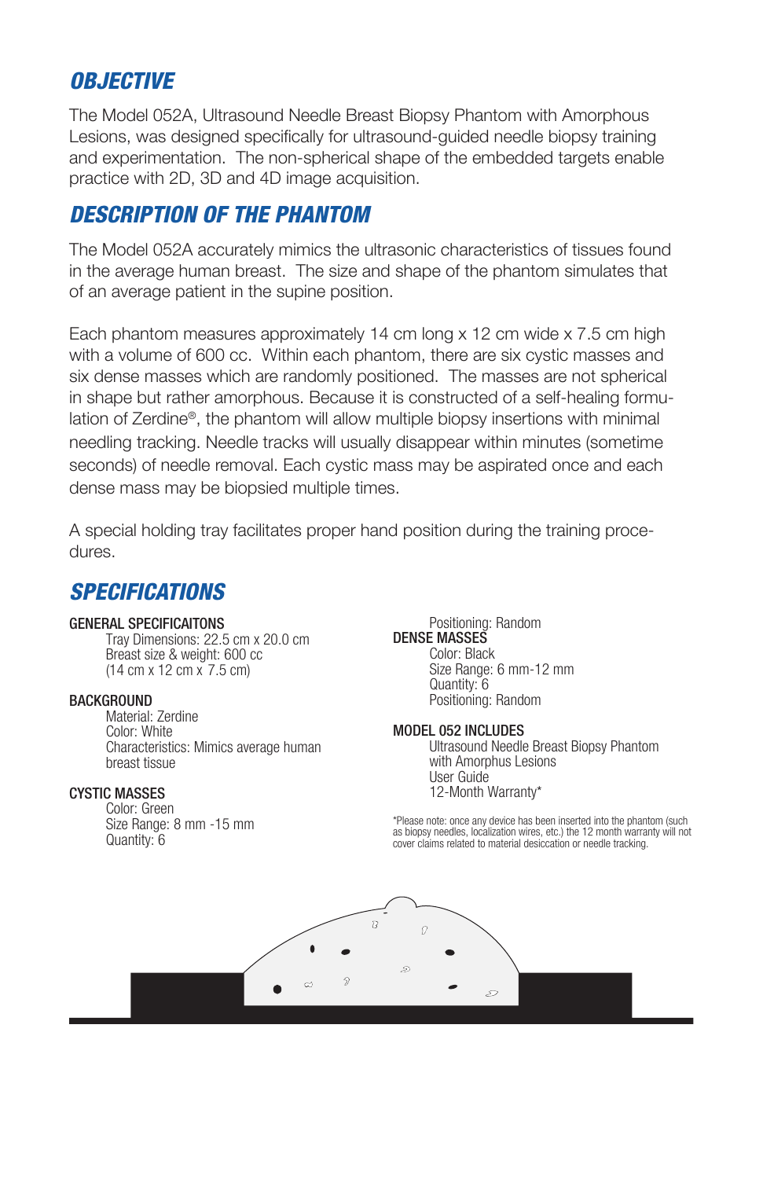## OBJECTIVE

The Model 052A, Ultrasound Needle Breast Biopsy Phantom with Amorphous Lesions, was designed specifically for ultrasound-guided needle biopsy training and experimentation. The non-spherical shape of the embedded targets enable practice with 2D, 3D and 4D image acquisition.

## DESCRIPTION OF THE PHANTOM

The Model 052A accurately mimics the ultrasonic characteristics of tissues found in the average human breast. The size and shape of the phantom simulates that of an average patient in the supine position.

Each phantom measures approximately 14 cm long x 12 cm wide x 7.5 cm high with a volume of 600 cc. Within each phantom, there are six cystic masses and six dense masses which are randomly positioned. The masses are not spherical in shape but rather amorphous. Because it is constructed of a self-healing formulation of Zerdine®, the phantom will allow multiple biopsy insertions with minimal needling tracking. Needle tracks will usually disappear within minutes (sometime seconds) of needle removal. Each cystic mass may be aspirated once and each dense mass may be biopsied multiple times.

A special holding tray facilitates proper hand position during the training procedures.

## SPECIFICATIONS

**GENERAL SPECIFICAITONS**
- Tray Dimensions: 22.5 cm x 20.0 cm
- Breast size & weight: 600 cc (14 cm x 12 cm x 7.5 cm)

**BACKGROUND**
- Material: Zerdine
- Color: White
- Characteristics: Mimics average human breast tissue

**CYSTIC MASSES**
- Color: Green
- Size Range: 8 mm -15 mm
- Quantity: 6
- Positioning: Random

**DENSE MASSES**
- Color: Black
- Size Range: 6 mm-12 mm
- Quantity: 6
- Positioning: Random

**MODEL 052 INCLUDES**
- Ultrasound Needle Breast Biopsy Phantom with Amorphus Lesions
- User Guide
- 12-Month Warranty*

*Please note: once any device has been inserted into the phantom (such as biopsy needles, localization wires, etc.) the 12 month warranty will not cover claims related to material desiccation or needle tracking.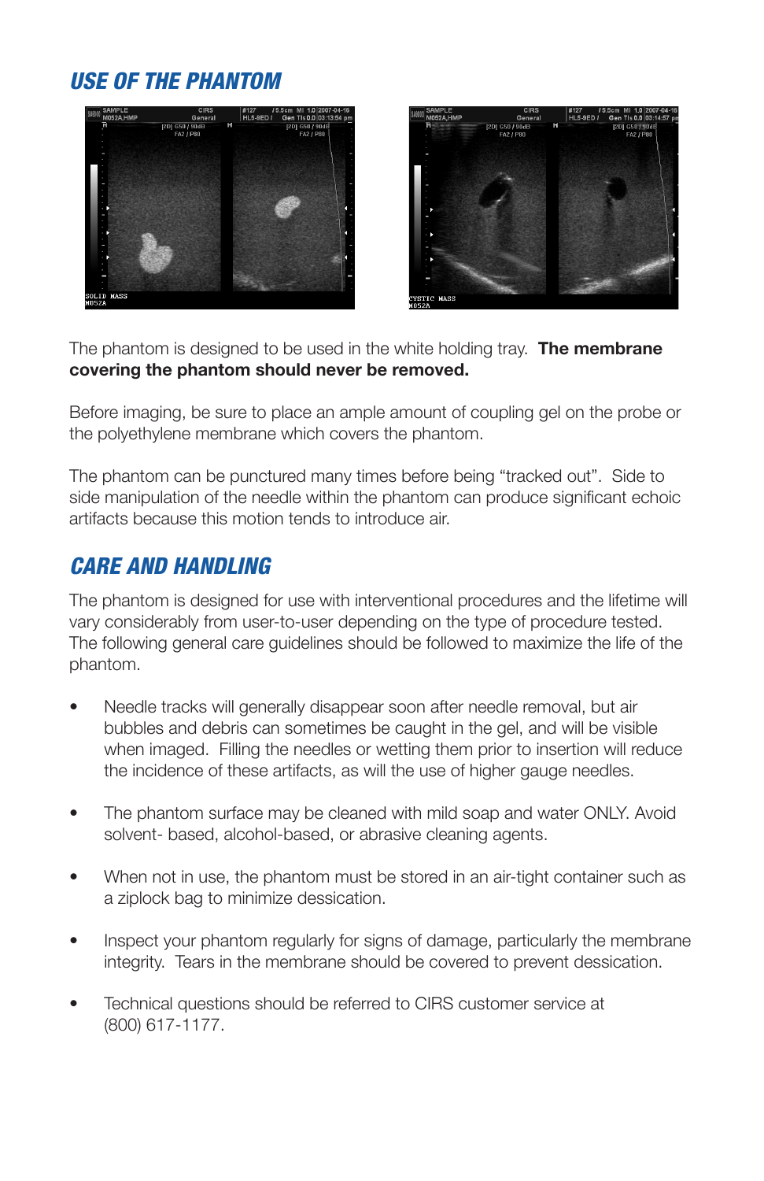## USE OF THE PHANTOM

The phantom is designed to be used in the white holding tray. **The membrane covering the phantom should never be removed.**

Before imaging, be sure to place an ample amount of coupling gel on the probe or the polyethylene membrane which covers the phantom.

The phantom can be punctured many times before being "tracked out". Side to side manipulation of the needle within the phantom can produce significant echoic artifacts because this motion tends to introduce air.

## CARE AND HANDLING

The phantom is designed for use with interventional procedures and the lifetime will vary considerably from user-to-user depending on the type of procedure tested. The following general care guidelines should be followed to maximize the life of the phantom.

- Needle tracks will generally disappear soon after needle removal, but air bubbles and debris can sometimes be caught in the gel, and will be visible when imaged. Filling the needles or wetting them prior to insertion will reduce the incidence of these artifacts, as will the use of higher gauge needles.
- The phantom surface may be cleaned with mild soap and water ONLY. Avoid solvent- based, alcohol-based, or abrasive cleaning agents.
- When not in use, the phantom must be stored in an air-tight container such as a ziplock bag to minimize dessication.
- Inspect your phantom regularly for signs of damage, particularly the membrane integrity. Tears in the membrane should be covered to prevent dessication.
- Technical questions should be referred to CIRS customer service at (800) 617-1177.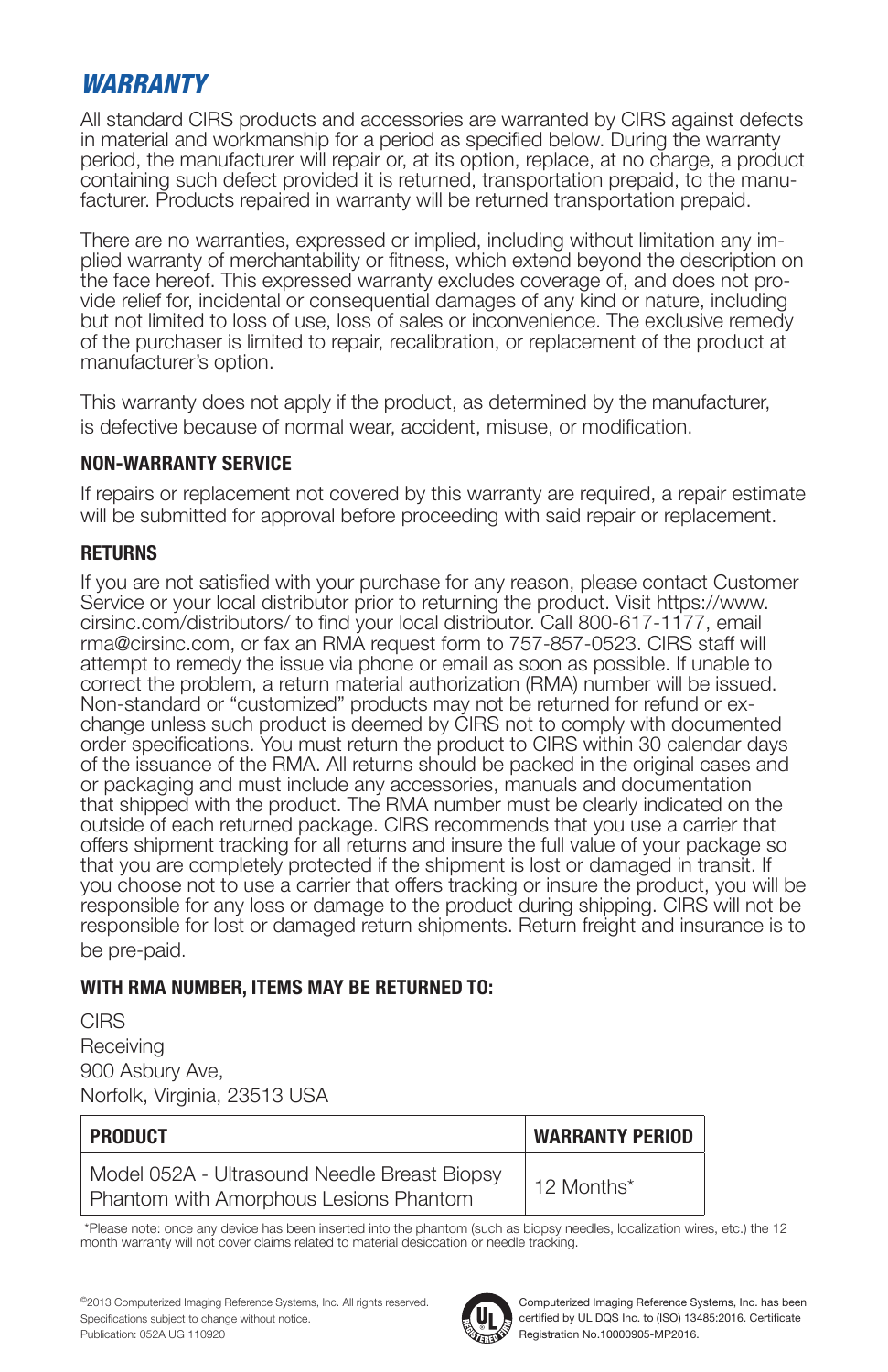## *WARRANTY*

All standard CIRS products and accessories are warranted by CIRS against defects in material and workmanship for a period as specified below. During the warranty period, the manufacturer will repair or, at its option, replace, at no charge, a product containing such defect provided it is returned, transportation prepaid, to the manufacturer. Products repaired in warranty will be returned transportation prepaid.

There are no warranties, expressed or implied, including without limitation any implied warranty of merchantability or fitness, which extend beyond the description on the face hereof. This expressed warranty excludes coverage of, and does not provide relief for, incidental or consequential damages of any kind or nature, including but not limited to loss of use, loss of sales or inconvenience. The exclusive remedy of the purchaser is limited to repair, recalibration, or replacement of the product at manufacturer's option.

This warranty does not apply if the product, as determined by the manufacturer, is defective because of normal wear, accident, misuse, or modification.

### NON-WARRANTY SERVICE

If repairs or replacement not covered by this warranty are required, a repair estimate will be submitted for approval before proceeding with said repair or replacement.

### RETURNS

If you are not satisfied with your purchase for any reason, please contact Customer Service or your local distributor prior to returning the product. Visit https://www.cirsinc.com/distributors/ to find your local distributor. Call 800-617-1177, email rma@cirsinc.com, or fax an RMA request form to 757-857-0523. CIRS staff will attempt to remedy the issue via phone or email as soon as possible. If unable to correct the problem, a return material authorization (RMA) number will be issued. Non-standard or "customized" products may not be returned for refund or exchange unless such product is deemed by CIRS not to comply with documented order specifications. You must return the product to CIRS within 30 calendar days of the issuance of the RMA. All returns should be packed in the original cases and or packaging and must include any accessories, manuals and documentation that shipped with the product. The RMA number must be clearly indicated on the outside of each returned package. CIRS recommends that you use a carrier that offers shipment tracking for all returns and insure the full value of your package so that you are completely protected if the shipment is lost or damaged in transit. If you choose not to use a carrier that offers tracking or insure the product, you will be responsible for any loss or damage to the product during shipping. CIRS will not be responsible for lost or damaged return shipments. Return freight and insurance is to be pre-paid.

### WITH RMA NUMBER, ITEMS MAY BE RETURNED TO:

CIRS
Receiving
900 Asbury Ave,
Norfolk, Virginia, 23513 USA

| PRODUCT | WARRANTY PERIOD |
|---|---|
| Model 052A - Ultrasound Needle Breast Biopsy Phantom with Amorphous Lesions Phantom | 12 Months* |

*Please note: once any device has been inserted into the phantom (such as biopsy needles, localization wires, etc.) the 12 month warranty will not cover claims related to material desiccation or needle tracking.

©2013 Computerized Imaging Reference Systems, Inc. All rights reserved.
Specifications subject to change without notice.
Publication: 052A UG 110920

Computerized Imaging Reference Systems, Inc. has been certified by UL DQS Inc. to (ISO) 13485:2016. Certificate Registration No.10000905-MP2016.